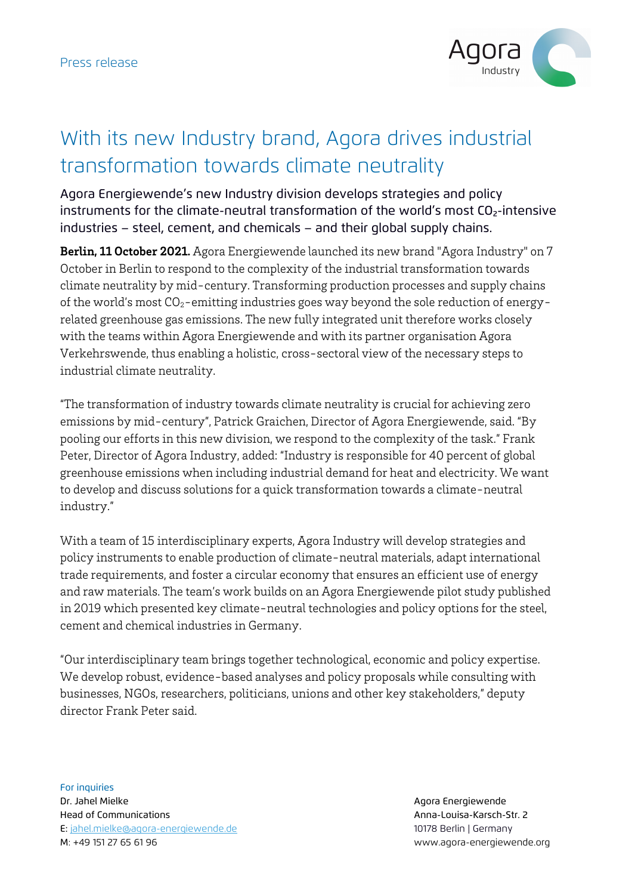Press release

# With its new Industry brand, Agora drives industrial transformation towards climate neutrality

Agora Energiewende's new Industry division develops strategies and policy instruments for the climate-neutral transformation of the world's most $CO_2$-intensive industries – steel, cement, and chemicals – and their global supply chains.

**Berlin, 11 October 2021.** Agora Energiewende launched its new brand "Agora Industry" on 7 October in Berlin to respond to the complexity of the industrial transformation towards climate neutrality by mid-century. Transforming production processes and supply chains of the world's most $CO_2$-emitting industries goes way beyond the sole reduction of energy-related greenhouse gas emissions. The new fully integrated unit therefore works closely with the teams within Agora Energiewende and with its partner organisation Agora Verkehrswende, thus enabling a holistic, cross-sectoral view of the necessary steps to industrial climate neutrality.

"The transformation of industry towards climate neutrality is crucial for achieving zero emissions by mid-century", Patrick Graichen, Director of Agora Energiewende, said. "By pooling our efforts in this new division, we respond to the complexity of the task." Frank Peter, Director of Agora Industry, added: "Industry is responsible for 40 percent of global greenhouse emissions when including industrial demand for heat and electricity. We want to develop and discuss solutions for a quick transformation towards a climate-neutral industry."

With a team of 15 interdisciplinary experts, Agora Industry will develop strategies and policy instruments to enable production of climate-neutral materials, adapt international trade requirements, and foster a circular economy that ensures an efficient use of energy and raw materials. The team's work builds on an Agora Energiewende pilot study published in 2019 which presented key climate-neutral technologies and policy options for the steel, cement and chemical industries in Germany.

"Our interdisciplinary team brings together technological, economic and policy expertise. We develop robust, evidence-based analyses and policy proposals while consulting with businesses, NGOs, researchers, politicians, unions and other key stakeholders," deputy director Frank Peter said.

For inquiries
Dr. Jahel Mielke
Head of Communications
E: jahel.mielke@agora-energiewende.de
M: +49 151 27 65 61 96

Agora Energiewende
Anna-Louisa-Karsch-Str. 2
10178 Berlin | Germany
www.agora-energiewende.org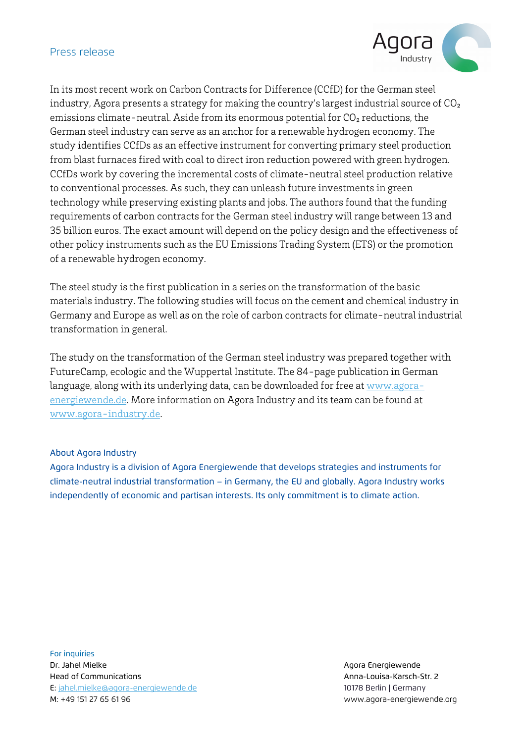Press release

In its most recent work on Carbon Contracts for Difference (CCfD) for the German steel industry, Agora presents a strategy for making the country's largest industrial source of $CO_2$ emissions climate-neutral. Aside from its enormous potential for $CO_2$ reductions, the German steel industry can serve as an anchor for a renewable hydrogen economy. The study identifies CCfDs as an effective instrument for converting primary steel production from blast furnaces fired with coal to direct iron reduction powered with green hydrogen. CCfDs work by covering the incremental costs of climate-neutral steel production relative to conventional processes. As such, they can unleash future investments in green technology while preserving existing plants and jobs. The authors found that the funding requirements of carbon contracts for the German steel industry will range between 13 and 35 billion euros. The exact amount will depend on the policy design and the effectiveness of other policy instruments such as the EU Emissions Trading System (ETS) or the promotion of a renewable hydrogen economy.

The steel study is the first publication in a series on the transformation of the basic materials industry. The following studies will focus on the cement and chemical industry in Germany and Europe as well as on the role of carbon contracts for climate-neutral industrial transformation in general.

The study on the transformation of the German steel industry was prepared together with FutureCamp, ecologic and the Wuppertal Institute. The 84-page publication in German language, along with its underlying data, can be downloaded for free at [www.agora-energiewende.de](www.agora-energiewende.de). More information on Agora Industry and its team can be found at [www.agora-industry.de](www.agora-industry.de).

**About Agora Industry**

Agora Industry is a division of Agora Energiewende that develops strategies and instruments for climate-neutral industrial transformation – in Germany, the EU and globally. Agora Industry works independently of economic and partisan interests. Its only commitment is to climate action.

**For inquiries**

Dr. Jahel Mielke
Head of Communications
E: jahel.mielke@agora-energiewende.de
M: +49 151 27 65 61 96

Agora Energiewende
Anna-Louisa-Karsch-Str. 2
10178 Berlin | Germany
www.agora-energiewende.org